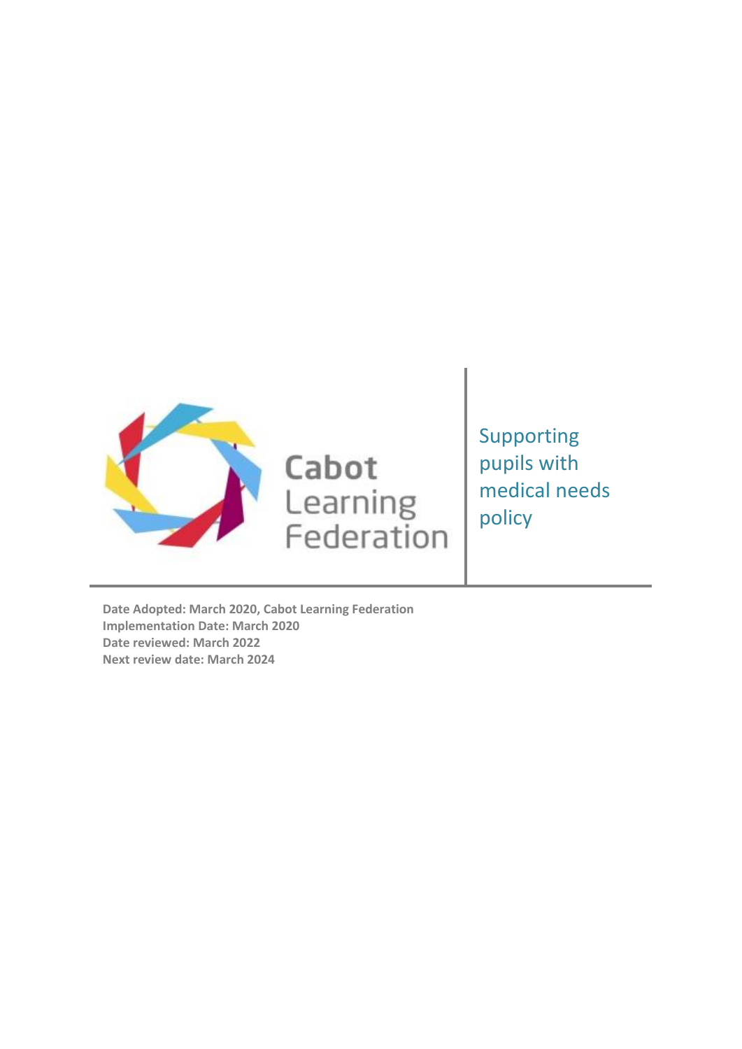Cabot Learning Federation

# Supporting pupils with medical needs policy

**Date Adopted: March 2020, Cabot Learning Federation**
**Implementation Date: March 2020**
**Date reviewed: March 2022**
**Next review date: March 2024**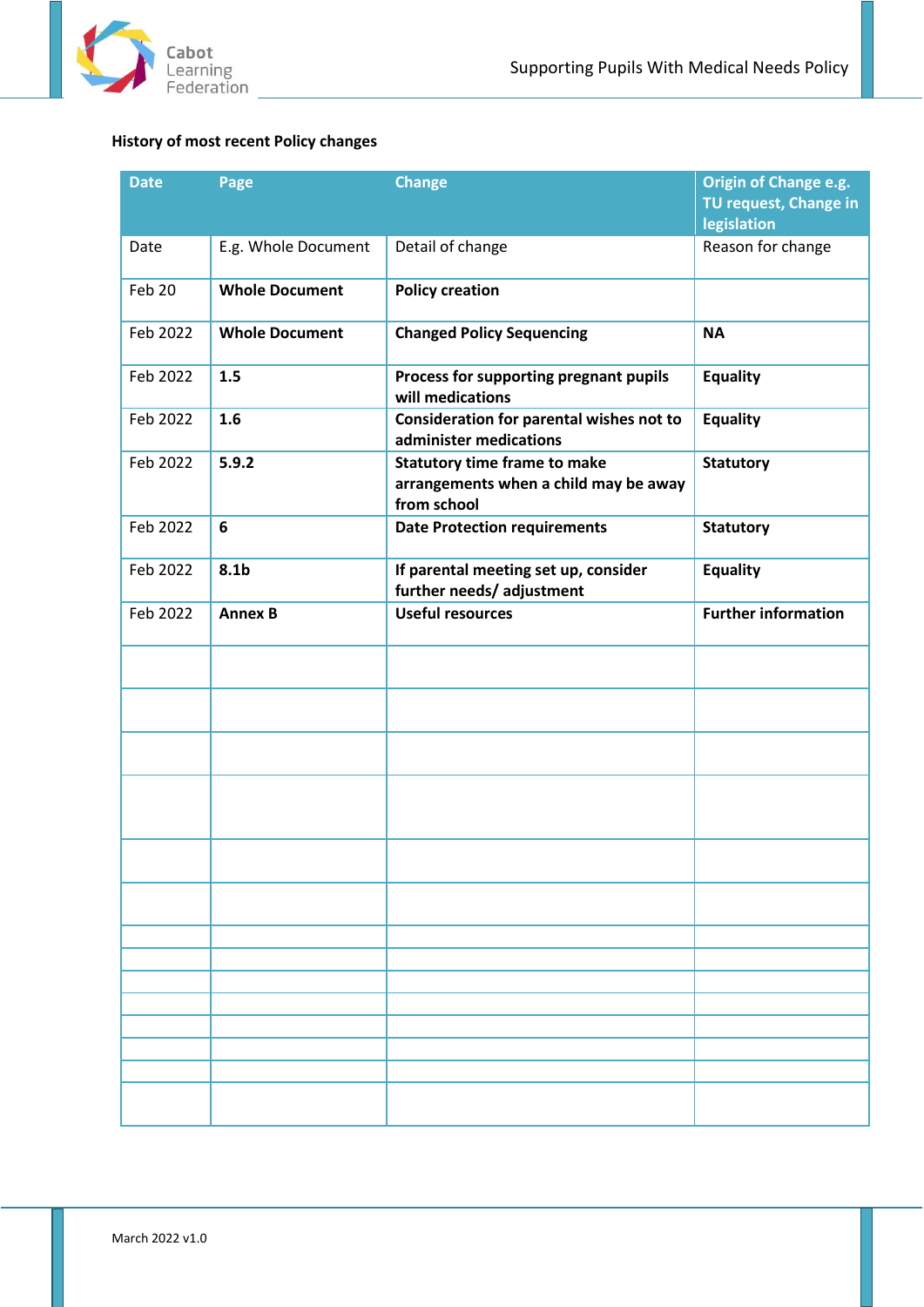**History of most recent Policy changes**

| Date | Page | Change | Origin of Change e.g. TU request, Change in legislation |
|---|---|---|---|
| Date | E.g. Whole Document | Detail of change | Reason for change |
| Feb 20 | **Whole Document** | **Policy creation** | |
| Feb 2022 | **Whole Document** | **Changed Policy Sequencing** | **NA** |
| Feb 2022 | **1.5** | **Process for supporting pregnant pupils will medications** | **Equality** |
| Feb 2022 | **1.6** | **Consideration for parental wishes not to administer medications** | **Equality** |
| Feb 2022 | **5.9.2** | **Statutory time frame to make arrangements when a child may be away from school** | **Statutory** |
| Feb 2022 | **6** | **Date Protection requirements** | **Statutory** |
| Feb 2022 | **8.1b** | **If parental meeting set up, consider further needs/ adjustment** | **Equality** |
| Feb 2022 | **Annex B** | **Useful resources** | **Further information** |
| | | | |
| | | | |
| | | | |
| | | | |
| | | | |
| | | | |
| | | | |
| | | | |
| | | | |
| | | | |
| | | | |
| | | | |
| | | | |

March 2022 v1.0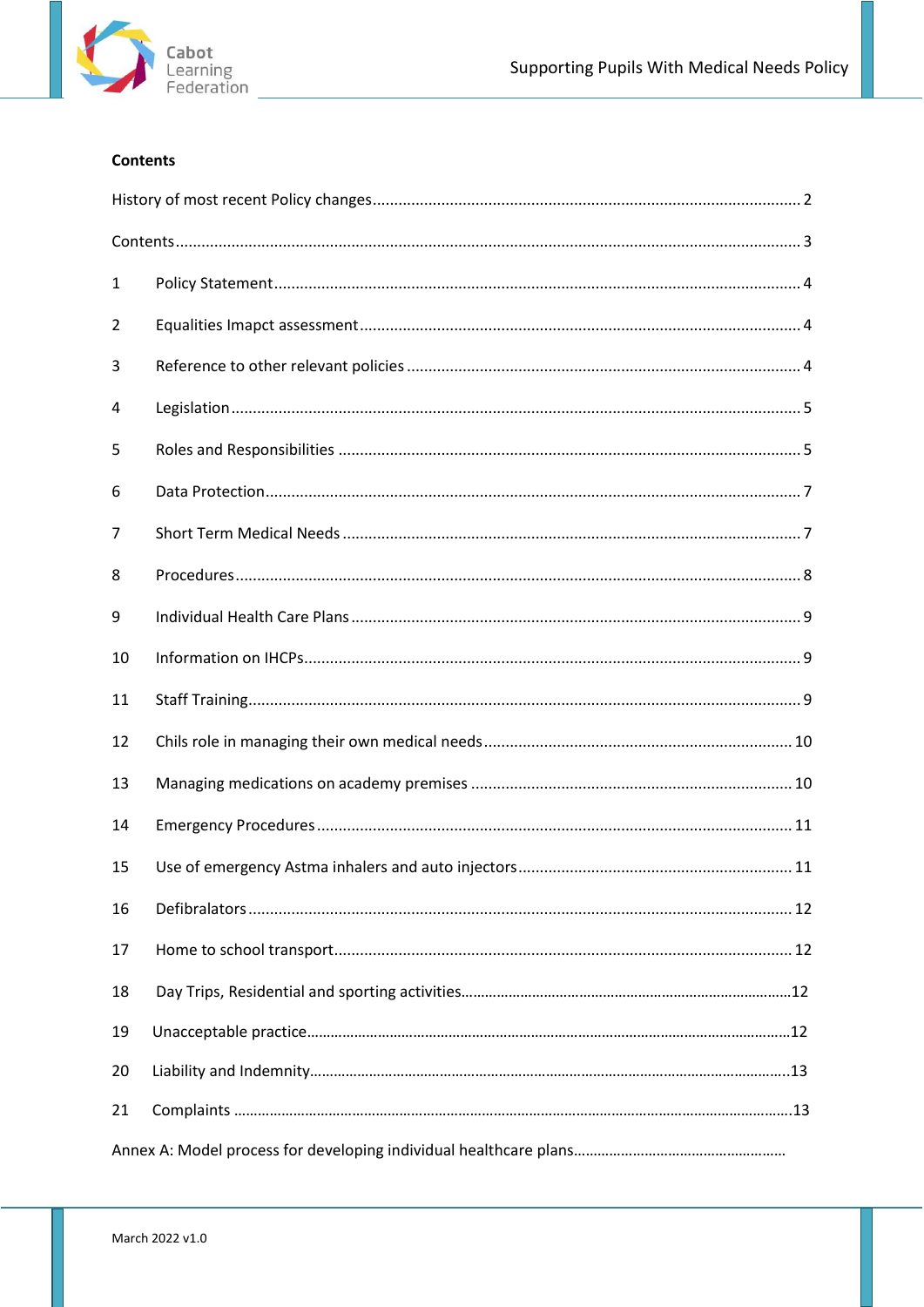**Contents**

History of most recent Policy changes .......... 2

Contents .......... 3

1 Policy Statement .......... 4

2 Equalities Imapct assessment .......... 4

3 Reference to other relevant policies .......... 4

4 Legislation .......... 5

5 Roles and Responsibilities .......... 5

6 Data Protection .......... 7

7 Short Term Medical Needs .......... 7

8 Procedures .......... 8

9 Individual Health Care Plans .......... 9

10 Information on IHCPs .......... 9

11 Staff Training .......... 9

12 Chils role in managing their own medical needs .......... 10

13 Managing medications on academy premises .......... 10

14 Emergency Procedures .......... 11

15 Use of emergency Astma inhalers and auto injectors .......... 11

16 Defibralators .......... 12

17 Home to school transport .......... 12

18 Day Trips, Residential and sporting activities .......... 12

19 Unacceptable practice .......... 12

20 Liability and Indemnity .......... 13

21 Complaints .......... 13

Annex A: Model process for developing individual healthcare plans ..........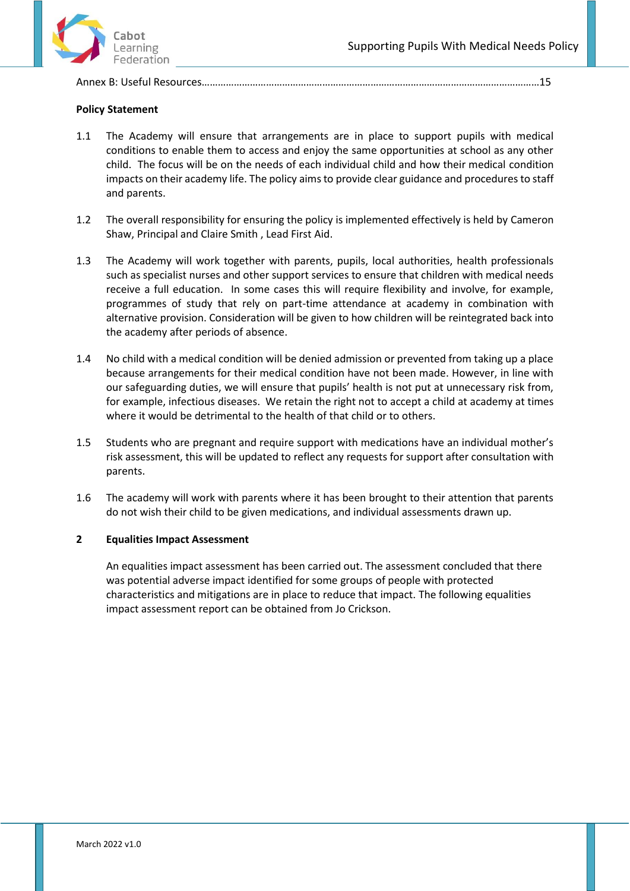Annex B: Useful Resources……………………………………………………………………………………………………………………15

**Policy Statement**

1.1 The Academy will ensure that arrangements are in place to support pupils with medical conditions to enable them to access and enjoy the same opportunities at school as any other child. The focus will be on the needs of each individual child and how their medical condition impacts on their academy life. The policy aims to provide clear guidance and procedures to staff and parents.

1.2 The overall responsibility for ensuring the policy is implemented effectively is held by Cameron Shaw, Principal and Claire Smith , Lead First Aid.

1.3 The Academy will work together with parents, pupils, local authorities, health professionals such as specialist nurses and other support services to ensure that children with medical needs receive a full education. In some cases this will require flexibility and involve, for example, programmes of study that rely on part-time attendance at academy in combination with alternative provision. Consideration will be given to how children will be reintegrated back into the academy after periods of absence.

1.4 No child with a medical condition will be denied admission or prevented from taking up a place because arrangements for their medical condition have not been made. However, in line with our safeguarding duties, we will ensure that pupils' health is not put at unnecessary risk from, for example, infectious diseases. We retain the right not to accept a child at academy at times where it would be detrimental to the health of that child or to others.

1.5 Students who are pregnant and require support with medications have an individual mother's risk assessment, this will be updated to reflect any requests for support after consultation with parents.

1.6 The academy will work with parents where it has been brought to their attention that parents do not wish their child to be given medications, and individual assessments drawn up.

**2 Equalities Impact Assessment**

An equalities impact assessment has been carried out. The assessment concluded that there was potential adverse impact identified for some groups of people with protected characteristics and mitigations are in place to reduce that impact. The following equalities impact assessment report can be obtained from Jo Crickson.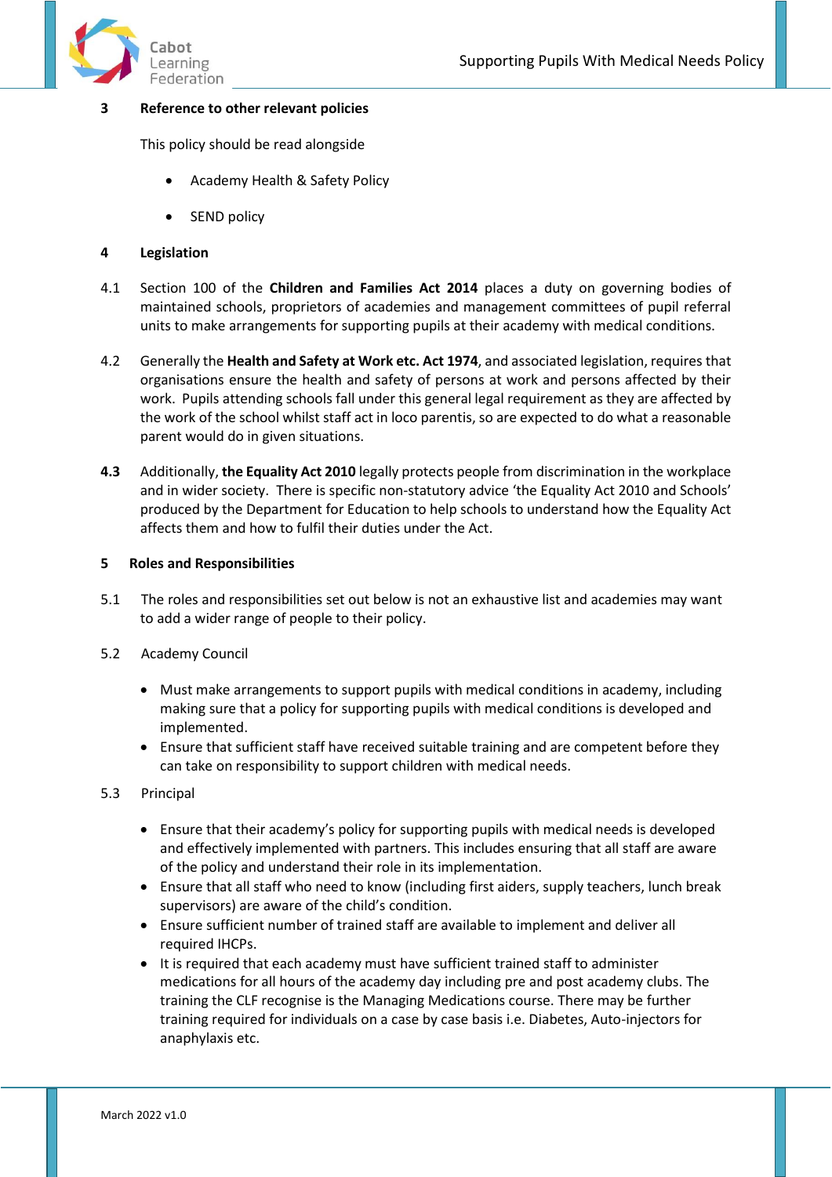## 3 Reference to other relevant policies

This policy should be read alongside

- Academy Health & Safety Policy
- SEND policy

## 4 Legislation

4.1 Section 100 of the **Children and Families Act 2014** places a duty on governing bodies of maintained schools, proprietors of academies and management committees of pupil referral units to make arrangements for supporting pupils at their academy with medical conditions.

4.2 Generally the **Health and Safety at Work etc. Act 1974**, and associated legislation, requires that organisations ensure the health and safety of persons at work and persons affected by their work. Pupils attending schools fall under this general legal requirement as they are affected by the work of the school whilst staff act in loco parentis, so are expected to do what a reasonable parent would do in given situations.

**4.3** Additionally, **the Equality Act 2010** legally protects people from discrimination in the workplace and in wider society. There is specific non-statutory advice 'the Equality Act 2010 and Schools' produced by the Department for Education to help schools to understand how the Equality Act affects them and how to fulfil their duties under the Act.

## 5 Roles and Responsibilities

5.1 The roles and responsibilities set out below is not an exhaustive list and academies may want to add a wider range of people to their policy.

5.2 Academy Council

- Must make arrangements to support pupils with medical conditions in academy, including making sure that a policy for supporting pupils with medical conditions is developed and implemented.
- Ensure that sufficient staff have received suitable training and are competent before they can take on responsibility to support children with medical needs.

5.3 Principal

- Ensure that their academy's policy for supporting pupils with medical needs is developed and effectively implemented with partners. This includes ensuring that all staff are aware of the policy and understand their role in its implementation.
- Ensure that all staff who need to know (including first aiders, supply teachers, lunch break supervisors) are aware of the child's condition.
- Ensure sufficient number of trained staff are available to implement and deliver all required IHCPs.
- It is required that each academy must have sufficient trained staff to administer medications for all hours of the academy day including pre and post academy clubs. The training the CLF recognise is the Managing Medications course. There may be further training required for individuals on a case by case basis i.e. Diabetes, Auto-injectors for anaphylaxis etc.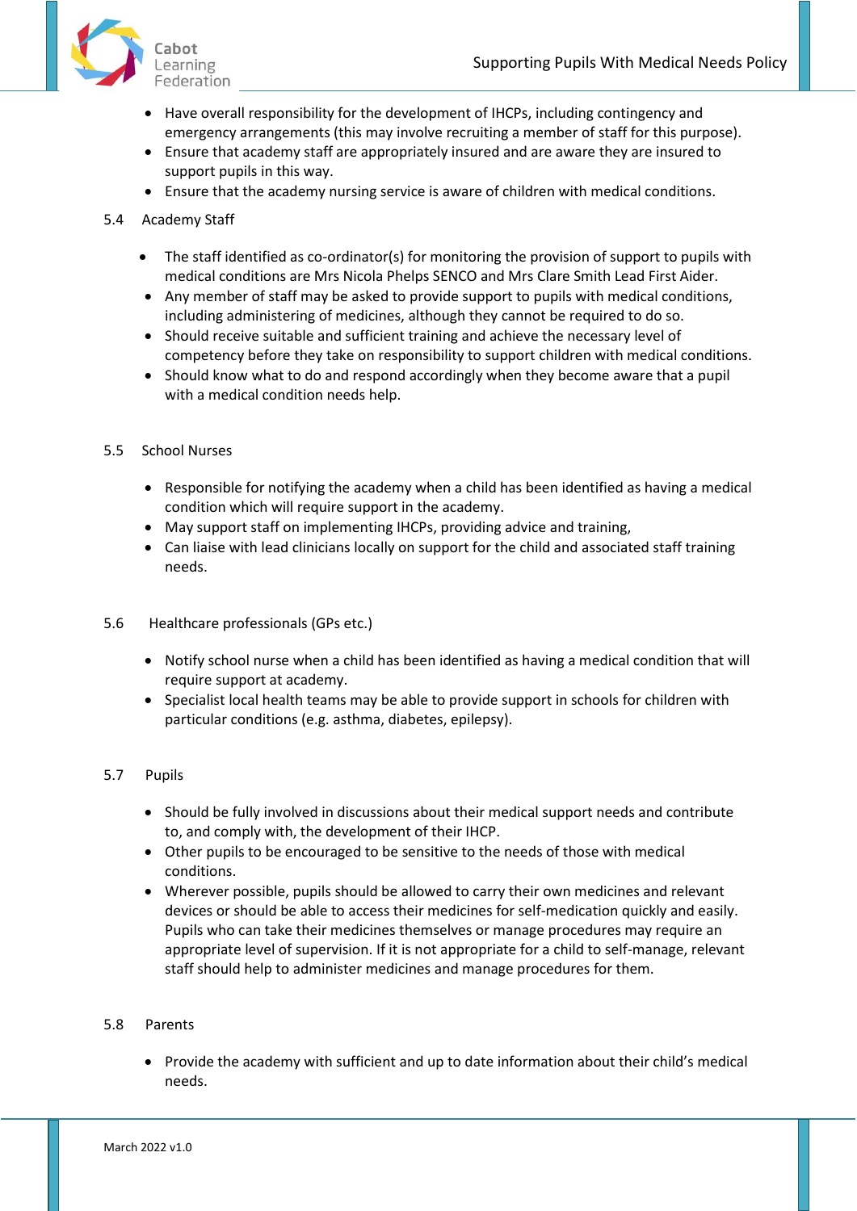- Have overall responsibility for the development of IHCPs, including contingency and emergency arrangements (this may involve recruiting a member of staff for this purpose).
- Ensure that academy staff are appropriately insured and are aware they are insured to support pupils in this way.
- Ensure that the academy nursing service is aware of children with medical conditions.

### 5.4 Academy Staff

- The staff identified as co-ordinator(s) for monitoring the provision of support to pupils with medical conditions are Mrs Nicola Phelps SENCO and Mrs Clare Smith Lead First Aider.
- Any member of staff may be asked to provide support to pupils with medical conditions, including administering of medicines, although they cannot be required to do so.
- Should receive suitable and sufficient training and achieve the necessary level of competency before they take on responsibility to support children with medical conditions.
- Should know what to do and respond accordingly when they become aware that a pupil with a medical condition needs help.

### 5.5 School Nurses

- Responsible for notifying the academy when a child has been identified as having a medical condition which will require support in the academy.
- May support staff on implementing IHCPs, providing advice and training,
- Can liaise with lead clinicians locally on support for the child and associated staff training needs.

### 5.6 Healthcare professionals (GPs etc.)

- Notify school nurse when a child has been identified as having a medical condition that will require support at academy.
- Specialist local health teams may be able to provide support in schools for children with particular conditions (e.g. asthma, diabetes, epilepsy).

### 5.7 Pupils

- Should be fully involved in discussions about their medical support needs and contribute to, and comply with, the development of their IHCP.
- Other pupils to be encouraged to be sensitive to the needs of those with medical conditions.
- Wherever possible, pupils should be allowed to carry their own medicines and relevant devices or should be able to access their medicines for self-medication quickly and easily. Pupils who can take their medicines themselves or manage procedures may require an appropriate level of supervision. If it is not appropriate for a child to self-manage, relevant staff should help to administer medicines and manage procedures for them.

### 5.8 Parents

- Provide the academy with sufficient and up to date information about their child's medical needs.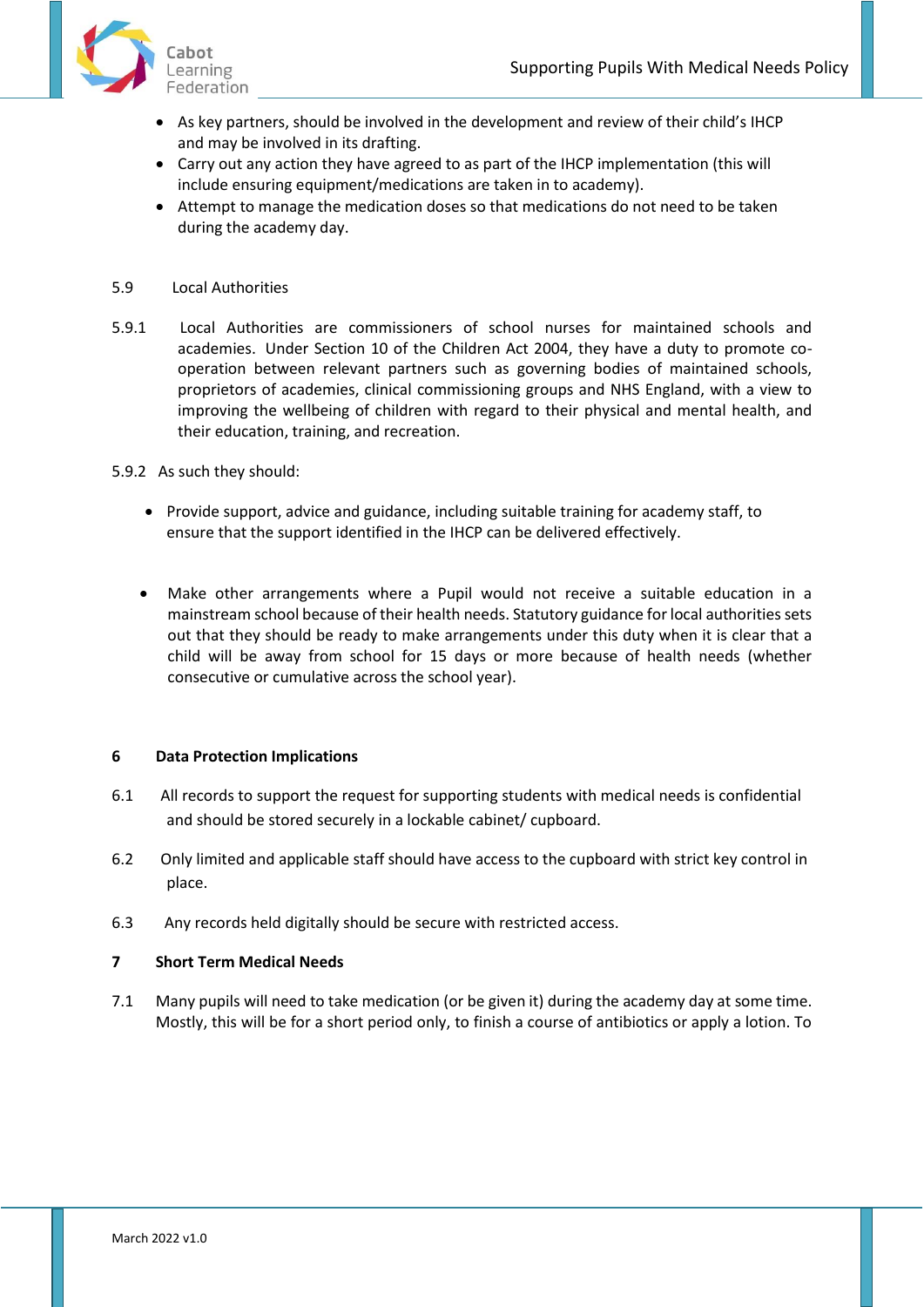- As key partners, should be involved in the development and review of their child's IHCP and may be involved in its drafting.
- Carry out any action they have agreed to as part of the IHCP implementation (this will include ensuring equipment/medications are taken in to academy).
- Attempt to manage the medication doses so that medications do not need to be taken during the academy day.

5.9 Local Authorities

5.9.1 Local Authorities are commissioners of school nurses for maintained schools and academies. Under Section 10 of the Children Act 2004, they have a duty to promote co-operation between relevant partners such as governing bodies of maintained schools, proprietors of academies, clinical commissioning groups and NHS England, with a view to improving the wellbeing of children with regard to their physical and mental health, and their education, training, and recreation.

5.9.2 As such they should:

- Provide support, advice and guidance, including suitable training for academy staff, to ensure that the support identified in the IHCP can be delivered effectively.
- Make other arrangements where a Pupil would not receive a suitable education in a mainstream school because of their health needs. Statutory guidance for local authorities sets out that they should be ready to make arrangements under this duty when it is clear that a child will be away from school for 15 days or more because of health needs (whether consecutive or cumulative across the school year).

## 6 Data Protection Implications

6.1 All records to support the request for supporting students with medical needs is confidential and should be stored securely in a lockable cabinet/ cupboard.

6.2 Only limited and applicable staff should have access to the cupboard with strict key control in place.

6.3 Any records held digitally should be secure with restricted access.

## 7 Short Term Medical Needs

7.1 Many pupils will need to take medication (or be given it) during the academy day at some time. Mostly, this will be for a short period only, to finish a course of antibiotics or apply a lotion. To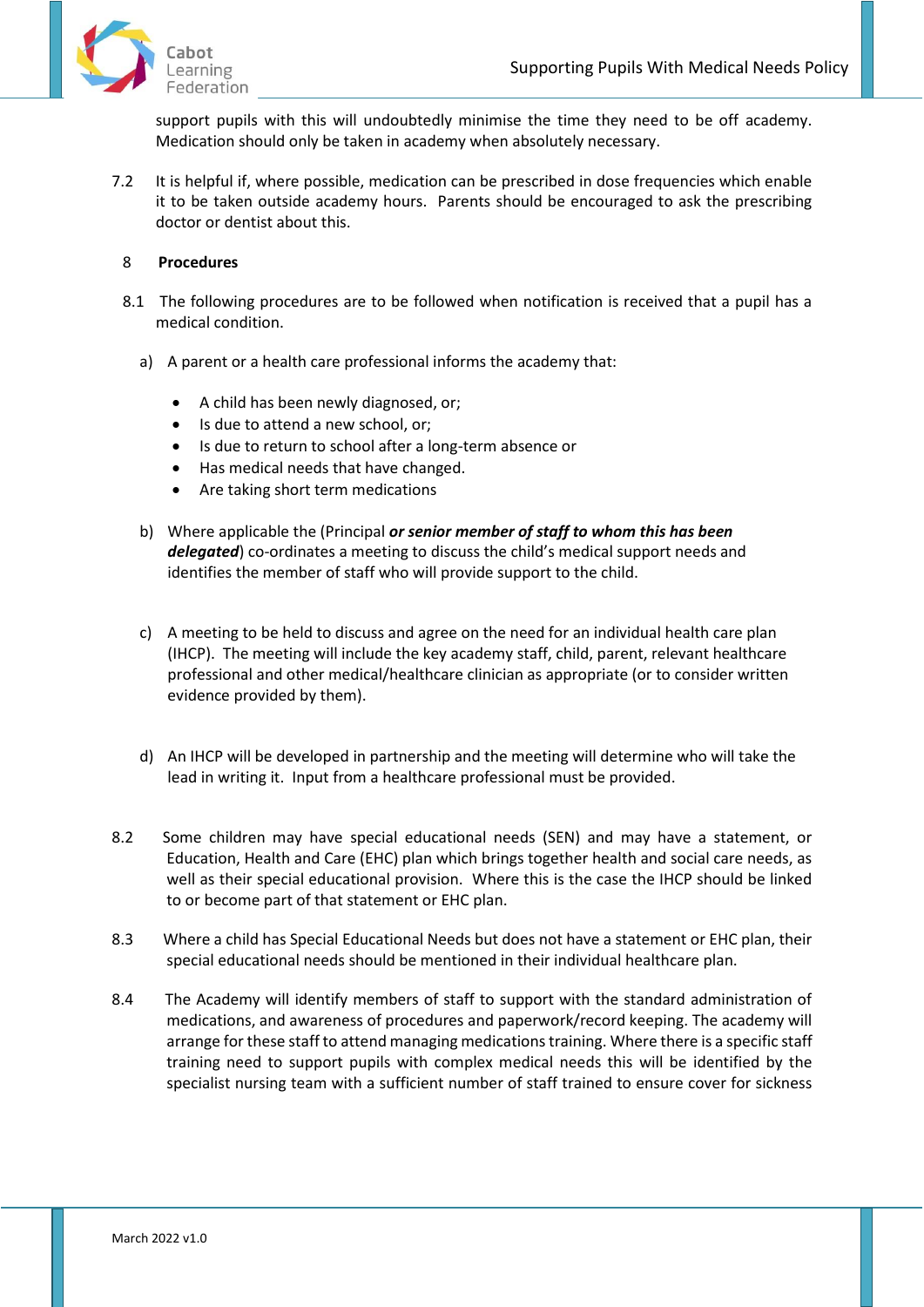support pupils with this will undoubtedly minimise the time they need to be off academy. Medication should only be taken in academy when absolutely necessary.

7.2 It is helpful if, where possible, medication can be prescribed in dose frequencies which enable it to be taken outside academy hours. Parents should be encouraged to ask the prescribing doctor or dentist about this.

## 8 Procedures

8.1 The following procedures are to be followed when notification is received that a pupil has a medical condition.

a) A parent or a health care professional informs the academy that:

- A child has been newly diagnosed, or;
- Is due to attend a new school, or;
- Is due to return to school after a long-term absence or
- Has medical needs that have changed.
- Are taking short term medications

b) Where applicable the (Principal ***or senior member of staff to whom this has been delegated***) co-ordinates a meeting to discuss the child's medical support needs and identifies the member of staff who will provide support to the child.

c) A meeting to be held to discuss and agree on the need for an individual health care plan (IHCP). The meeting will include the key academy staff, child, parent, relevant healthcare professional and other medical/healthcare clinician as appropriate (or to consider written evidence provided by them).

d) An IHCP will be developed in partnership and the meeting will determine who will take the lead in writing it. Input from a healthcare professional must be provided.

8.2 Some children may have special educational needs (SEN) and may have a statement, or Education, Health and Care (EHC) plan which brings together health and social care needs, as well as their special educational provision. Where this is the case the IHCP should be linked to or become part of that statement or EHC plan.

8.3 Where a child has Special Educational Needs but does not have a statement or EHC plan, their special educational needs should be mentioned in their individual healthcare plan.

8.4 The Academy will identify members of staff to support with the standard administration of medications, and awareness of procedures and paperwork/record keeping. The academy will arrange for these staff to attend managing medications training. Where there is a specific staff training need to support pupils with complex medical needs this will be identified by the specialist nursing team with a sufficient number of staff trained to ensure cover for sickness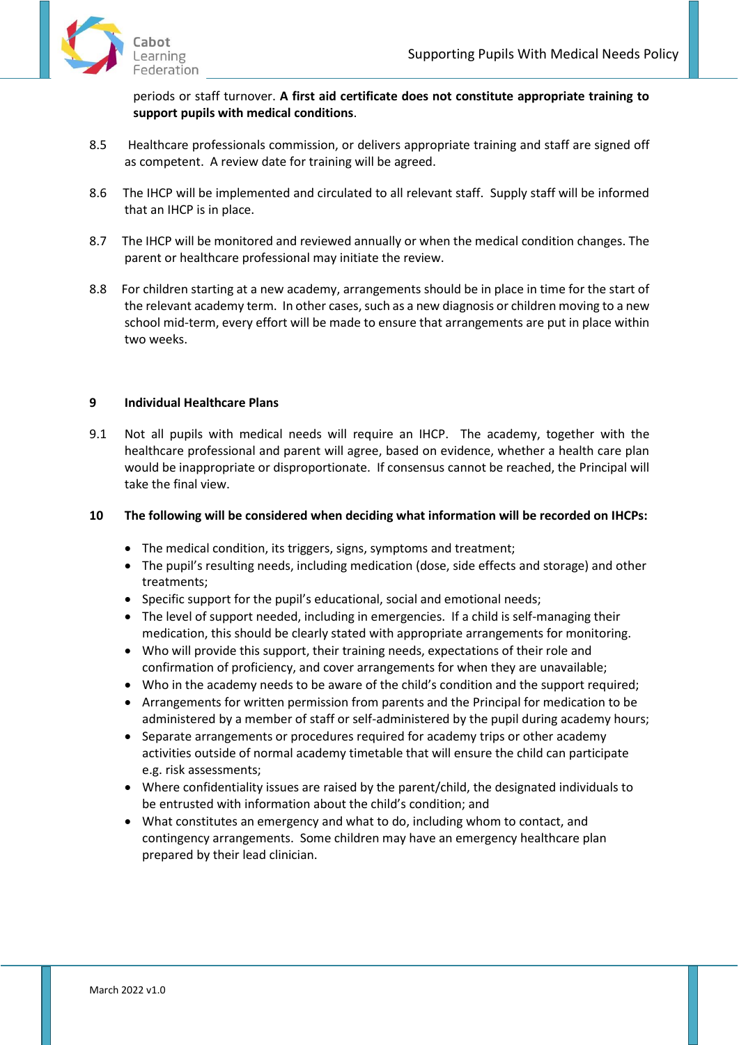periods or staff turnover. **A first aid certificate does not constitute appropriate training to support pupils with medical conditions**.

8.5 Healthcare professionals commission, or delivers appropriate training and staff are signed off as competent. A review date for training will be agreed.

8.6 The IHCP will be implemented and circulated to all relevant staff. Supply staff will be informed that an IHCP is in place.

8.7 The IHCP will be monitored and reviewed annually or when the medical condition changes. The parent or healthcare professional may initiate the review.

8.8 For children starting at a new academy, arrangements should be in place in time for the start of the relevant academy term. In other cases, such as a new diagnosis or children moving to a new school mid-term, every effort will be made to ensure that arrangements are put in place within two weeks.

## 9 Individual Healthcare Plans

9.1 Not all pupils with medical needs will require an IHCP. The academy, together with the healthcare professional and parent will agree, based on evidence, whether a health care plan would be inappropriate or disproportionate. If consensus cannot be reached, the Principal will take the final view.

## 10 The following will be considered when deciding what information will be recorded on IHCPs:

- The medical condition, its triggers, signs, symptoms and treatment;
- The pupil's resulting needs, including medication (dose, side effects and storage) and other treatments;
- Specific support for the pupil's educational, social and emotional needs;
- The level of support needed, including in emergencies. If a child is self-managing their medication, this should be clearly stated with appropriate arrangements for monitoring.
- Who will provide this support, their training needs, expectations of their role and confirmation of proficiency, and cover arrangements for when they are unavailable;
- Who in the academy needs to be aware of the child's condition and the support required;
- Arrangements for written permission from parents and the Principal for medication to be administered by a member of staff or self-administered by the pupil during academy hours;
- Separate arrangements or procedures required for academy trips or other academy activities outside of normal academy timetable that will ensure the child can participate e.g. risk assessments;
- Where confidentiality issues are raised by the parent/child, the designated individuals to be entrusted with information about the child's condition; and
- What constitutes an emergency and what to do, including whom to contact, and contingency arrangements. Some children may have an emergency healthcare plan prepared by their lead clinician.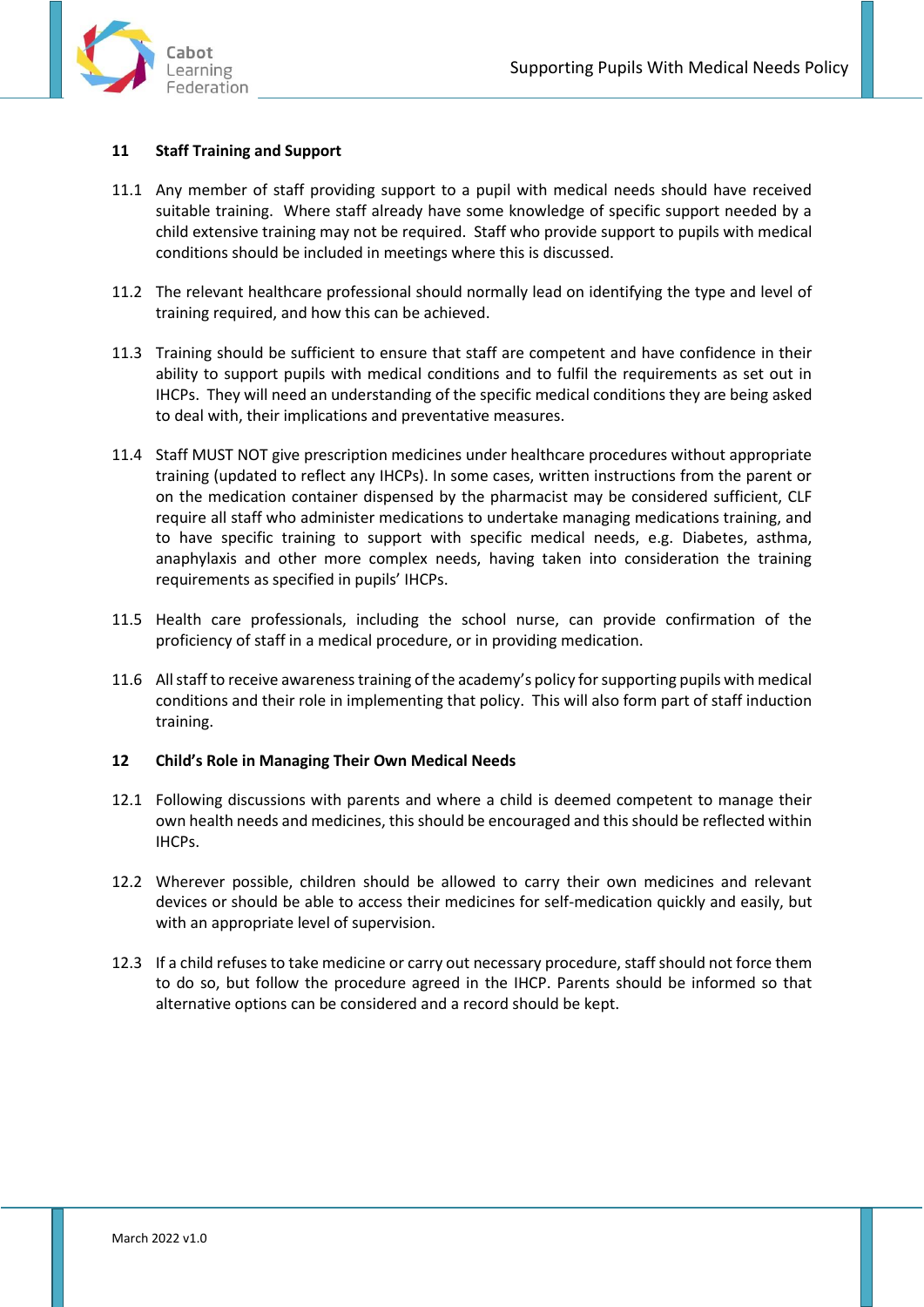## 11 Staff Training and Support

11.1 Any member of staff providing support to a pupil with medical needs should have received suitable training. Where staff already have some knowledge of specific support needed by a child extensive training may not be required. Staff who provide support to pupils with medical conditions should be included in meetings where this is discussed.

11.2 The relevant healthcare professional should normally lead on identifying the type and level of training required, and how this can be achieved.

11.3 Training should be sufficient to ensure that staff are competent and have confidence in their ability to support pupils with medical conditions and to fulfil the requirements as set out in IHCPs. They will need an understanding of the specific medical conditions they are being asked to deal with, their implications and preventative measures.

11.4 Staff MUST NOT give prescription medicines under healthcare procedures without appropriate training (updated to reflect any IHCPs). In some cases, written instructions from the parent or on the medication container dispensed by the pharmacist may be considered sufficient, CLF require all staff who administer medications to undertake managing medications training, and to have specific training to support with specific medical needs, e.g. Diabetes, asthma, anaphylaxis and other more complex needs, having taken into consideration the training requirements as specified in pupils' IHCPs.

11.5 Health care professionals, including the school nurse, can provide confirmation of the proficiency of staff in a medical procedure, or in providing medication.

11.6 All staff to receive awareness training of the academy's policy for supporting pupils with medical conditions and their role in implementing that policy. This will also form part of staff induction training.

## 12 Child's Role in Managing Their Own Medical Needs

12.1 Following discussions with parents and where a child is deemed competent to manage their own health needs and medicines, this should be encouraged and this should be reflected within IHCPs.

12.2 Wherever possible, children should be allowed to carry their own medicines and relevant devices or should be able to access their medicines for self-medication quickly and easily, but with an appropriate level of supervision.

12.3 If a child refuses to take medicine or carry out necessary procedure, staff should not force them to do so, but follow the procedure agreed in the IHCP. Parents should be informed so that alternative options can be considered and a record should be kept.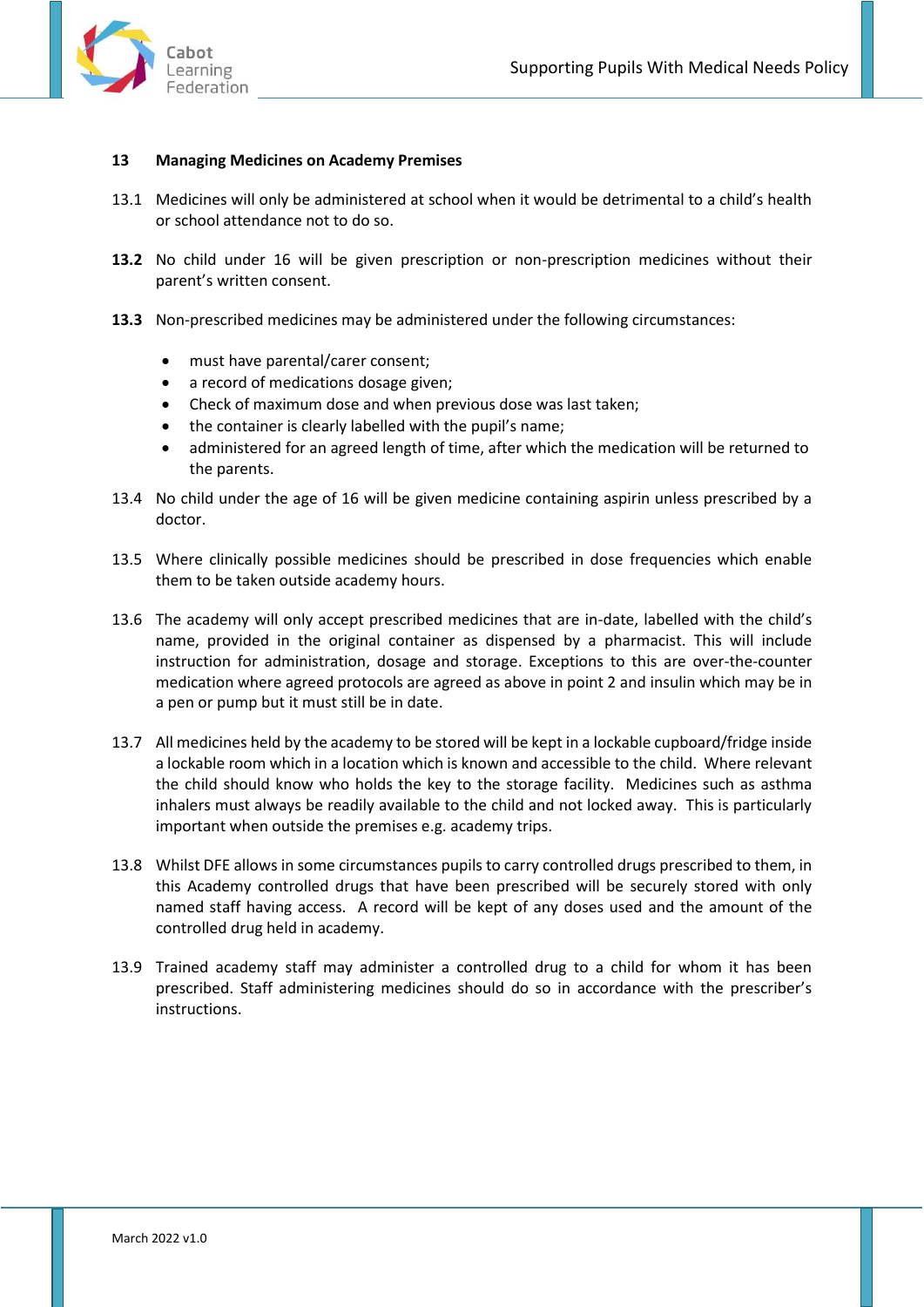## 13 Managing Medicines on Academy Premises

13.1 Medicines will only be administered at school when it would be detrimental to a child's health or school attendance not to do so.

**13.2** No child under 16 will be given prescription or non-prescription medicines without their parent's written consent.

**13.3** Non-prescribed medicines may be administered under the following circumstances:

- must have parental/carer consent;
- a record of medications dosage given;
- Check of maximum dose and when previous dose was last taken;
- the container is clearly labelled with the pupil's name;
- administered for an agreed length of time, after which the medication will be returned to the parents.

13.4 No child under the age of 16 will be given medicine containing aspirin unless prescribed by a doctor.

13.5 Where clinically possible medicines should be prescribed in dose frequencies which enable them to be taken outside academy hours.

13.6 The academy will only accept prescribed medicines that are in-date, labelled with the child's name, provided in the original container as dispensed by a pharmacist. This will include instruction for administration, dosage and storage. Exceptions to this are over-the-counter medication where agreed protocols are agreed as above in point 2 and insulin which may be in a pen or pump but it must still be in date.

13.7 All medicines held by the academy to be stored will be kept in a lockable cupboard/fridge inside a lockable room which in a location which is known and accessible to the child. Where relevant the child should know who holds the key to the storage facility. Medicines such as asthma inhalers must always be readily available to the child and not locked away. This is particularly important when outside the premises e.g. academy trips.

13.8 Whilst DFE allows in some circumstances pupils to carry controlled drugs prescribed to them, in this Academy controlled drugs that have been prescribed will be securely stored with only named staff having access. A record will be kept of any doses used and the amount of the controlled drug held in academy.

13.9 Trained academy staff may administer a controlled drug to a child for whom it has been prescribed. Staff administering medicines should do so in accordance with the prescriber's instructions.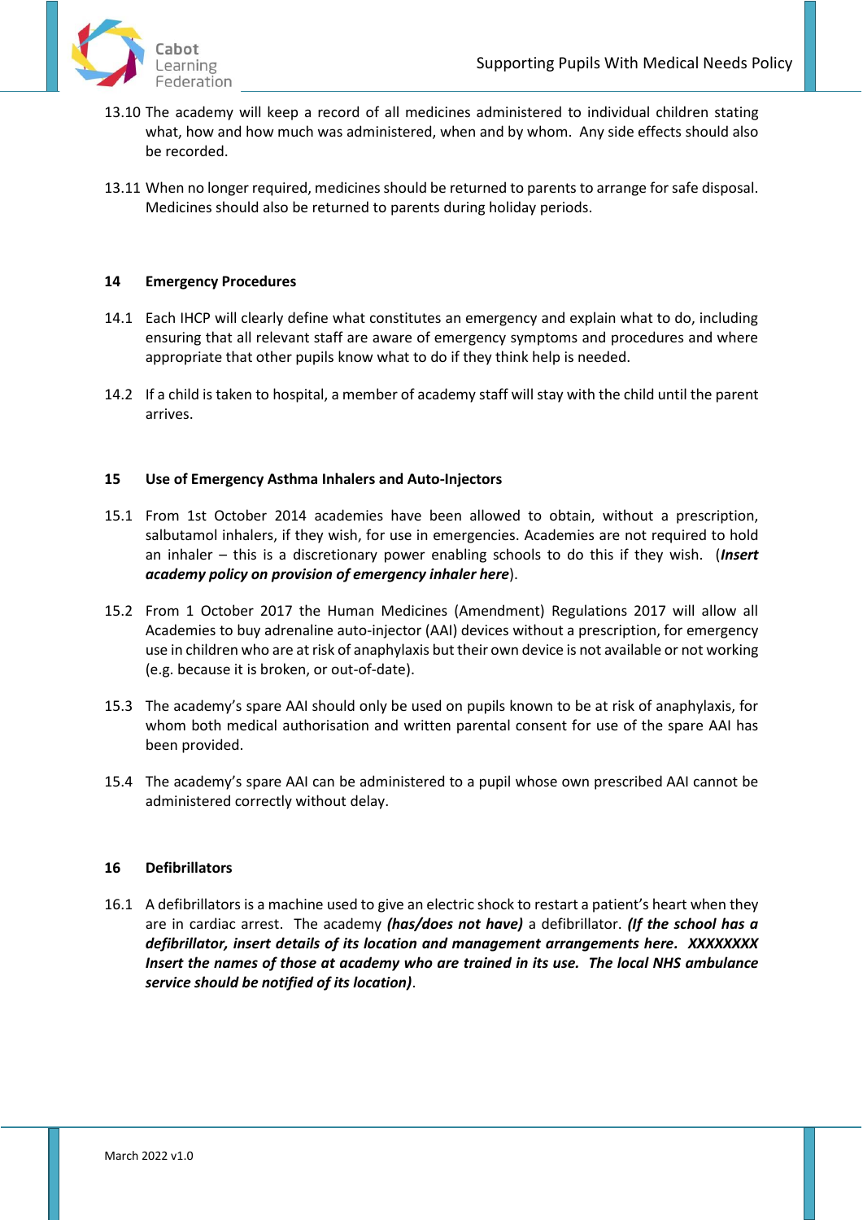13.10 The academy will keep a record of all medicines administered to individual children stating what, how and how much was administered, when and by whom. Any side effects should also be recorded.

13.11 When no longer required, medicines should be returned to parents to arrange for safe disposal. Medicines should also be returned to parents during holiday periods.

## 14 Emergency Procedures

14.1 Each IHCP will clearly define what constitutes an emergency and explain what to do, including ensuring that all relevant staff are aware of emergency symptoms and procedures and where appropriate that other pupils know what to do if they think help is needed.

14.2 If a child is taken to hospital, a member of academy staff will stay with the child until the parent arrives.

## 15 Use of Emergency Asthma Inhalers and Auto-Injectors

15.1 From 1st October 2014 academies have been allowed to obtain, without a prescription, salbutamol inhalers, if they wish, for use in emergencies. Academies are not required to hold an inhaler – this is a discretionary power enabling schools to do this if they wish. (***Insert academy policy on provision of emergency inhaler here***).

15.2 From 1 October 2017 the Human Medicines (Amendment) Regulations 2017 will allow all Academies to buy adrenaline auto-injector (AAI) devices without a prescription, for emergency use in children who are at risk of anaphylaxis but their own device is not available or not working (e.g. because it is broken, or out-of-date).

15.3 The academy's spare AAI should only be used on pupils known to be at risk of anaphylaxis, for whom both medical authorisation and written parental consent for use of the spare AAI has been provided.

15.4 The academy's spare AAI can be administered to a pupil whose own prescribed AAI cannot be administered correctly without delay.

## 16 Defibrillators

16.1 A defibrillators is a machine used to give an electric shock to restart a patient's heart when they are in cardiac arrest. The academy ***(has/does not have)*** a defibrillator. ***(If the school has a defibrillator, insert details of its location and management arrangements here. XXXXXXXX Insert the names of those at academy who are trained in its use. The local NHS ambulance service should be notified of its location)***.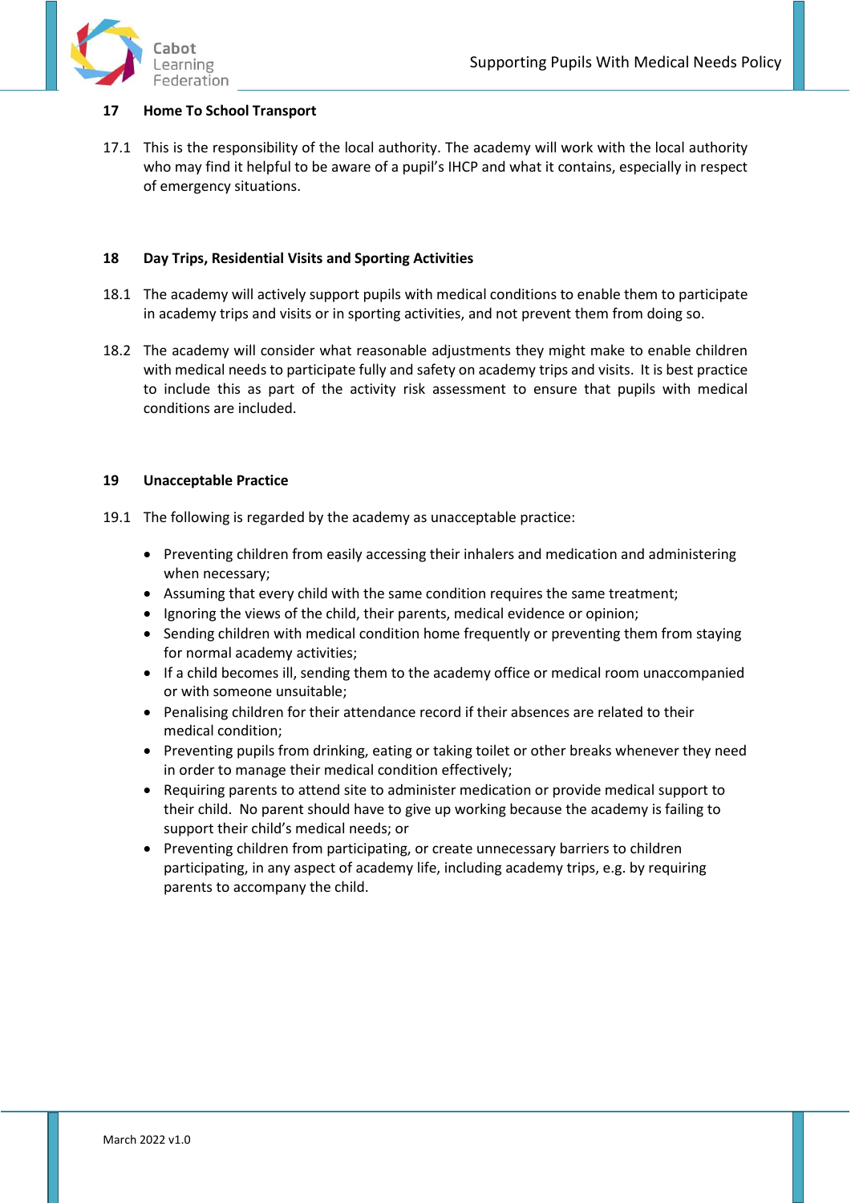## 17 Home To School Transport

17.1 This is the responsibility of the local authority. The academy will work with the local authority who may find it helpful to be aware of a pupil's IHCP and what it contains, especially in respect of emergency situations.

## 18 Day Trips, Residential Visits and Sporting Activities

18.1 The academy will actively support pupils with medical conditions to enable them to participate in academy trips and visits or in sporting activities, and not prevent them from doing so.

18.2 The academy will consider what reasonable adjustments they might make to enable children with medical needs to participate fully and safety on academy trips and visits. It is best practice to include this as part of the activity risk assessment to ensure that pupils with medical conditions are included.

## 19 Unacceptable Practice

19.1 The following is regarded by the academy as unacceptable practice:

- Preventing children from easily accessing their inhalers and medication and administering when necessary;
- Assuming that every child with the same condition requires the same treatment;
- Ignoring the views of the child, their parents, medical evidence or opinion;
- Sending children with medical condition home frequently or preventing them from staying for normal academy activities;
- If a child becomes ill, sending them to the academy office or medical room unaccompanied or with someone unsuitable;
- Penalising children for their attendance record if their absences are related to their medical condition;
- Preventing pupils from drinking, eating or taking toilet or other breaks whenever they need in order to manage their medical condition effectively;
- Requiring parents to attend site to administer medication or provide medical support to their child. No parent should have to give up working because the academy is failing to support their child's medical needs; or
- Preventing children from participating, or create unnecessary barriers to children participating, in any aspect of academy life, including academy trips, e.g. by requiring parents to accompany the child.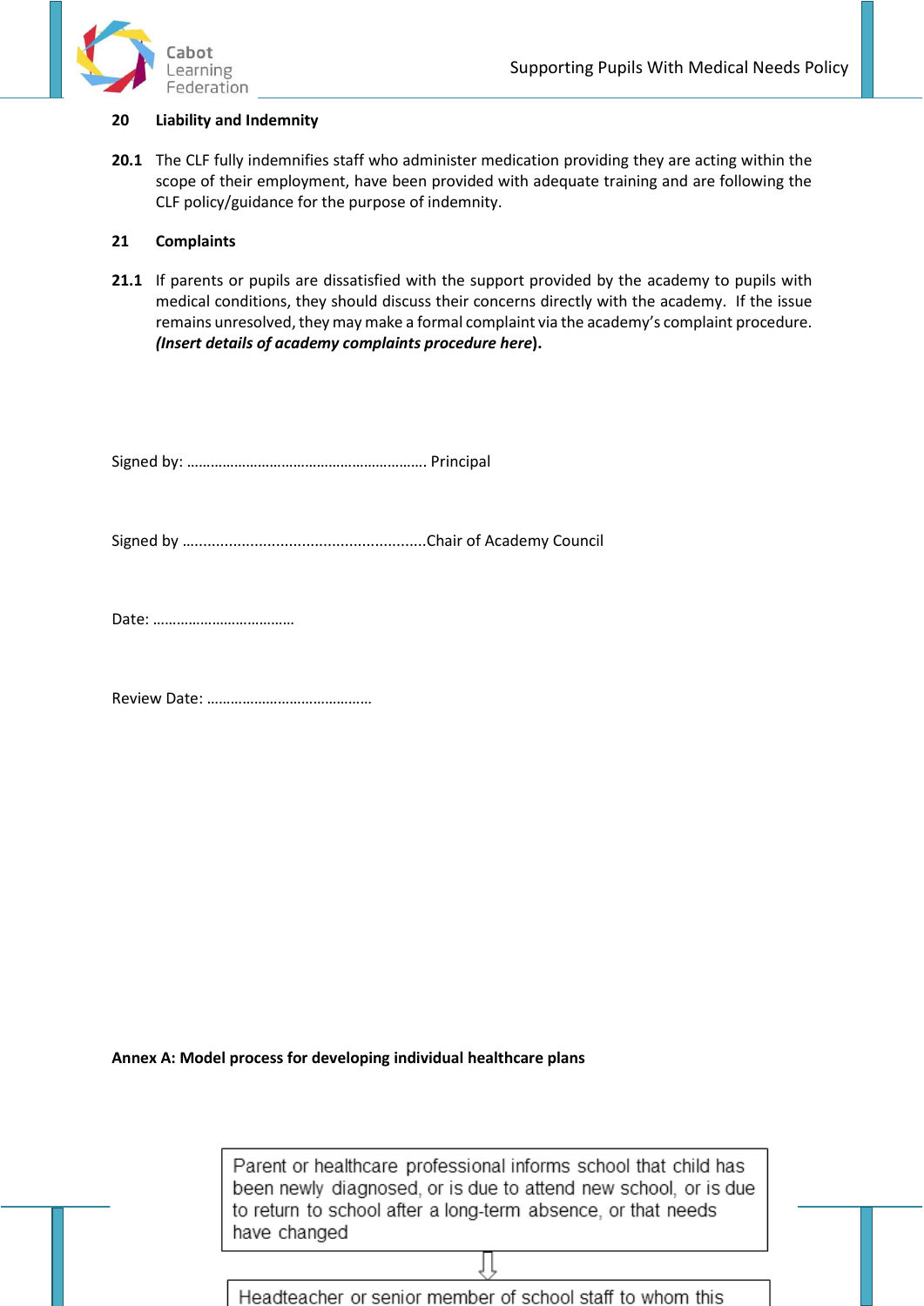## 20 Liability and Indemnity

**20.1** The CLF fully indemnifies staff who administer medication providing they are acting within the scope of their employment, have been provided with adequate training and are following the CLF policy/guidance for the purpose of indemnity.

## 21 Complaints

**21.1** If parents or pupils are dissatisfied with the support provided by the academy to pupils with medical conditions, they should discuss their concerns directly with the academy. If the issue remains unresolved, they may make a formal complaint via the academy's complaint procedure. ***(Insert details of academy complaints procedure here*).**

Signed by: ………………………………………………….. Principal

Signed by ……………………………………………….....Chair of Academy Council

Date: ………………………………

Review Date: ……………………………………

**Annex A: Model process for developing individual healthcare plans**

Parent or healthcare professional informs school that child has been newly diagnosed, or is due to attend new school, or is due to return to school after a long-term absence, or that needs have changed

⇩

Headteacher or senior member of school staff to whom this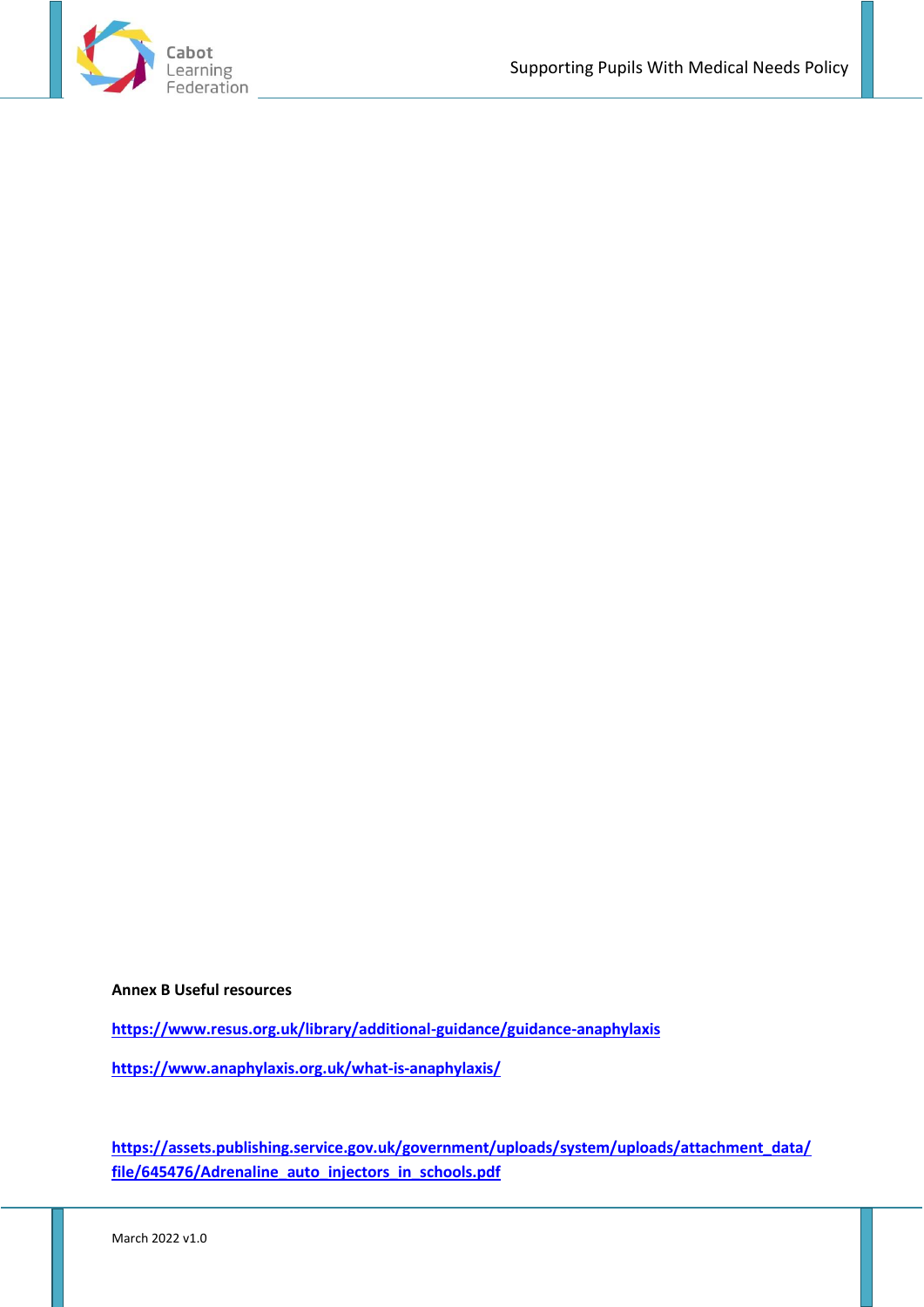**Annex B Useful resources**

**https://www.resus.org.uk/library/additional-guidance/guidance-anaphylaxis**

**https://www.anaphylaxis.org.uk/what-is-anaphylaxis/**

**https://assets.publishing.service.gov.uk/government/uploads/system/uploads/attachment_data/file/645476/Adrenaline_auto_injectors_in_schools.pdf**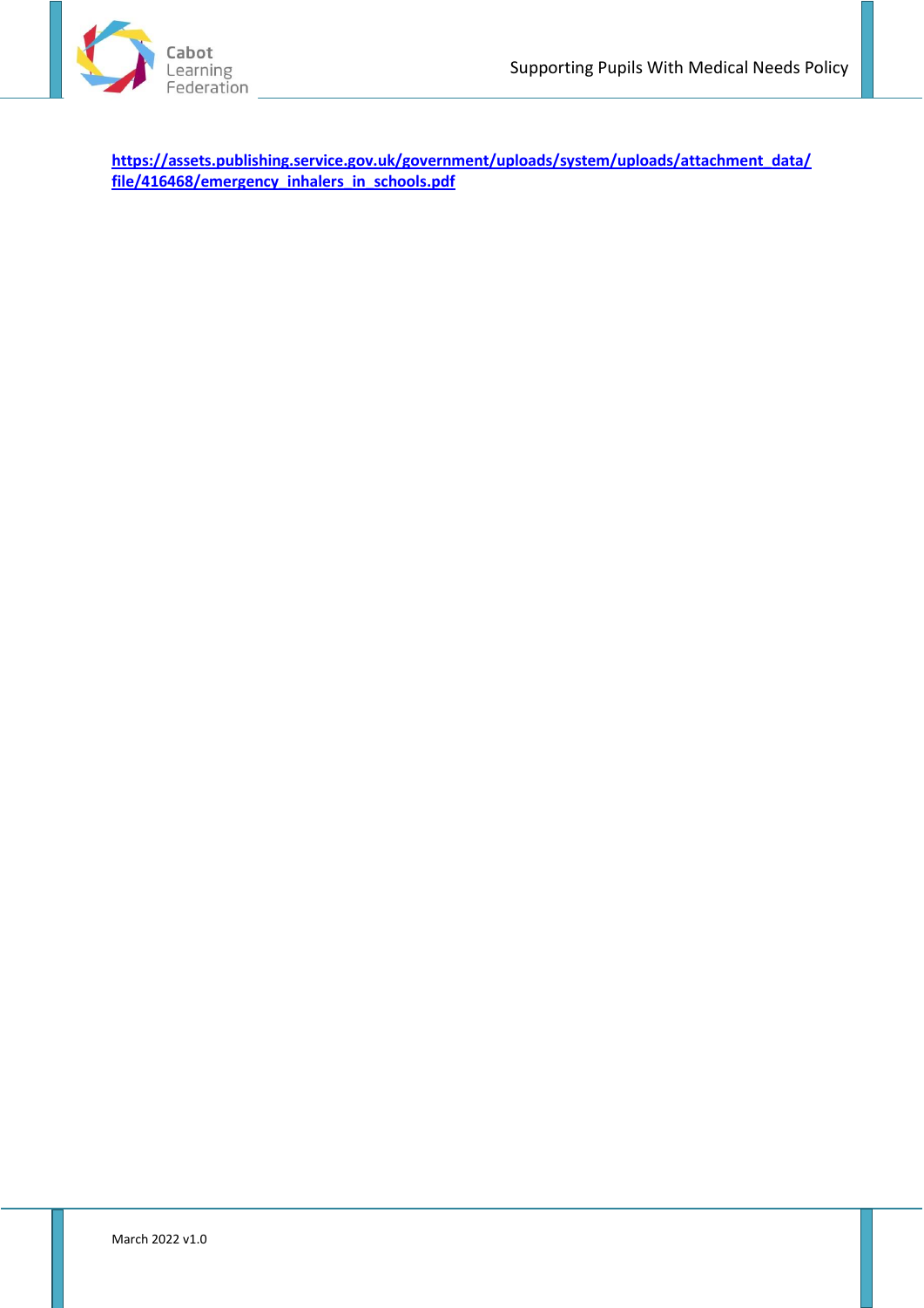https://assets.publishing.service.gov.uk/government/uploads/system/uploads/attachment_data/file/416468/emergency_inhalers_in_schools.pdf